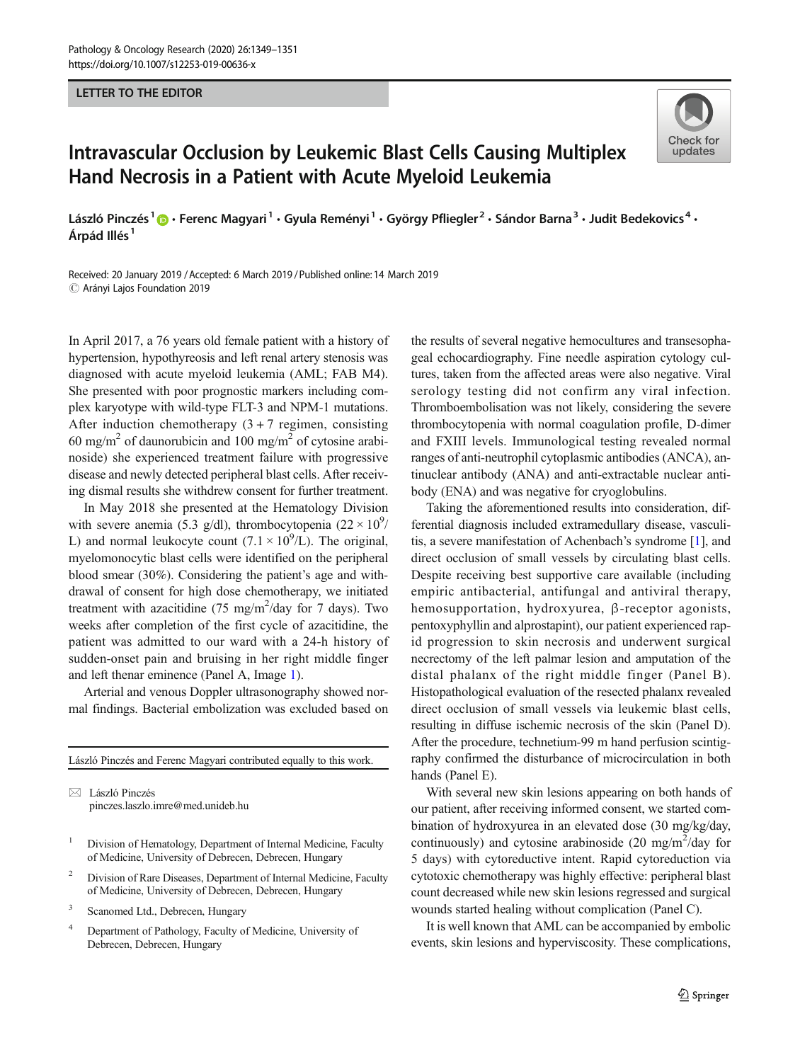LETTER TO THE EDITOR

# Intravascular Occlusion by Leukemic Blast Cells Causing Multiplex Hand Necrosis in a Patient with Acute Myeloid Leukemia

László Pinczés[1] · Ferenc Magyari[1] · Gyula Reményi[1] · György Pfliegler[2] · Sándor Barna[3] · Judit Bedekovics[4] · Árpád Illés[1]

Received: 20 January 2019 / Accepted: 6 March 2019 / Published online: 14 March 2019
© Arányi Lajos Foundation 2019

In April 2017, a 76 years old female patient with a history of hypertension, hypothyreosis and left renal artery stenosis was diagnosed with acute myeloid leukemia (AML; FAB M4). She presented with poor prognostic markers including complex karyotype with wild-type FLT-3 and NPM-1 mutations. After induction chemotherapy (3 + 7 regimen, consisting 60 mg/m$^2$ of daunorubicin and 100 mg/m$^2$ of cytosine arabinoside) she experienced treatment failure with progressive disease and newly detected peripheral blast cells. After receiving dismal results she withdrew consent for further treatment.

In May 2018 she presented at the Hematology Division with severe anemia (5.3 g/dl), thrombocytopenia ($22 \times 10^9$/L) and normal leukocyte count ($7.1 \times 10^9$/L). The original, myelomonocytic blast cells were identified on the peripheral blood smear (30%). Considering the patient's age and withdrawal of consent for high dose chemotherapy, we initiated treatment with azacitidine (75 mg/m$^2$/day for 7 days). Two weeks after completion of the first cycle of azacitidine, the patient was admitted to our ward with a 24-h history of sudden-onset pain and bruising in her right middle finger and left thenar eminence (Panel A, Image 1).

Arterial and venous Doppler ultrasonography showed normal findings. Bacterial embolization was excluded based on the results of several negative hemocultures and transesophageal echocardiography. Fine needle aspiration cytology cultures, taken from the affected areas were also negative. Viral serology testing did not confirm any viral infection. Thromboembolisation was not likely, considering the severe thrombocytopenia with normal coagulation profile, D-dimer and FXIII levels. Immunological testing revealed normal ranges of anti-neutrophil cytoplasmic antibodies (ANCA), antinuclear antibody (ANA) and anti-extractable nuclear antibody (ENA) and was negative for cryoglobulins.

Taking the aforementioned results into consideration, differential diagnosis included extramedullary disease, vasculitis, a severe manifestation of Achenbach's syndrome [1], and direct occlusion of small vessels by circulating blast cells. Despite receiving best supportive care available (including empiric antibacterial, antifungal and antiviral therapy, hemosupportation, hydroxyurea, β-receptor agonists, pentoxyphyllin and alprostapint), our patient experienced rapid progression to skin necrosis and underwent surgical necrectomy of the left palmar lesion and amputation of the distal phalanx of the right middle finger (Panel B). Histopathological evaluation of the resected phalanx revealed direct occlusion of small vessels via leukemic blast cells, resulting in diffuse ischemic necrosis of the skin (Panel D). After the procedure, technetium-99 m hand perfusion scintigraphy confirmed the disturbance of microcirculation in both hands (Panel E).

With several new skin lesions appearing on both hands of our patient, after receiving informed consent, we started combination of hydroxyurea in an elevated dose (30 mg/kg/day, continuously) and cytosine arabinoside (20 mg/m$^2$/day for 5 days) with cytoreductive intent. Rapid cytoreduction via cytotoxic chemotherapy was highly effective: peripheral blast count decreased while new skin lesions regressed and surgical wounds started healing without complication (Panel C).

It is well known that AML can be accompanied by embolic events, skin lesions and hyperviscosity. These complications,

---

László Pinczés and Ferenc Magyari contributed equally to this work.

✉ László Pinczés
pinczes.laszlo.imre@med.unideb.hu

[1] Division of Hematology, Department of Internal Medicine, Faculty of Medicine, University of Debrecen, Debrecen, Hungary

[2] Division of Rare Diseases, Department of Internal Medicine, Faculty of Medicine, University of Debrecen, Debrecen, Hungary

[3] Scanomed Ltd., Debrecen, Hungary

[4] Department of Pathology, Faculty of Medicine, University of Debrecen, Debrecen, Hungary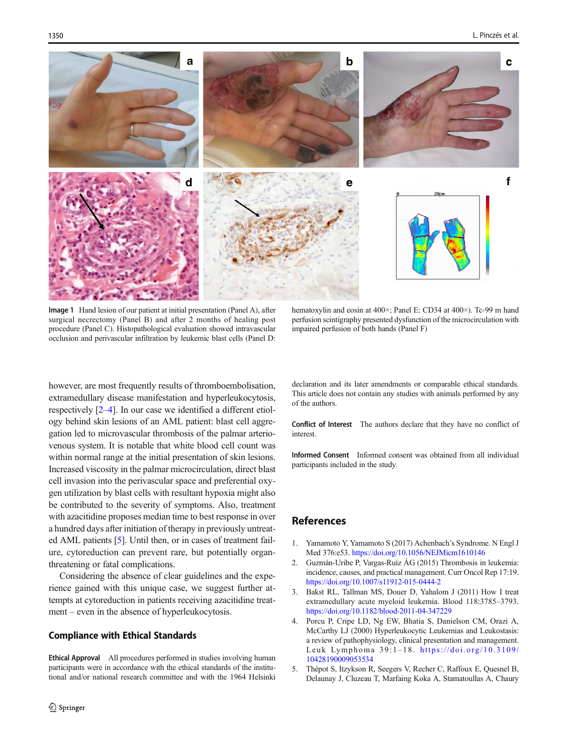Image 1 Hand lesion of our patient at initial presentation (Panel A), after surgical necrectomy (Panel B) and after 2 months of healing post procedure (Panel C). Histopathological evaluation showed intravascular occlusion and perivascular infiltration by leukemic blast cells (Panel D: hematoxylin and eosin at 400×; Panel E: CD34 at 400×). Tc-99 m hand perfusion scintigraphy presented dysfunction of the microcirculation with impaired perfusion of both hands (Panel F)

however, are most frequently results of thromboembolisation, extramedullary disease manifestation and hyperleukocytosis, respectively [2–4]. In our case we identified a different etiology behind skin lesions of an AML patient: blast cell aggregation led to microvascular thrombosis of the palmar arteriovenous system. It is notable that white blood cell count was within normal range at the initial presentation of skin lesions. Increased viscosity in the palmar microcirculation, direct blast cell invasion into the perivascular space and preferential oxygen utilization by blast cells with resultant hypoxia might also be contributed to the severity of symptoms. Also, treatment with azacitidine proposes median time to best response in over a hundred days after initiation of therapy in previously untreated AML patients [5]. Until then, or in cases of treatment failure, cytoreduction can prevent rare, but potentially organ-threatening or fatal complications.

Considering the absence of clear guidelines and the experience gained with this unique case, we suggest further attempts at cytoreduction in patients receiving azacitidine treatment – even in the absence of hyperleukocytosis.

## Compliance with Ethical Standards

**Ethical Approval** All procedures performed in studies involving human participants were in accordance with the ethical standards of the institutional and/or national research committee and with the 1964 Helsinki declaration and its later amendments or comparable ethical standards. This article does not contain any studies with animals performed by any of the authors.

**Conflict of Interest** The authors declare that they have no conflict of interest.

**Informed Consent** Informed consent was obtained from all individual participants included in the study.

## References

1. Yamamoto Y, Yamamoto S (2017) Achenbach's Syndrome. N Engl J Med 376:e53. https://doi.org/10.1056/NEJMicm1610146
2. Guzmán-Uribe P, Vargas-Ruíz ÁG (2015) Thrombosis in leukemia: incidence, causes, and practical management. Curr Oncol Rep 17:19. https://doi.org/10.1007/s11912-015-0444-2
3. Bakst RL, Tallman MS, Douer D, Yahalom J (2011) How I treat extramedullary acute myeloid leukemia. Blood 118:3785–3793. https://doi.org/10.1182/blood-2011-04-347229
4. Porcu P, Cripe LD, Ng EW, Bhatia S, Danielson CM, Orazi A, McCarthy LJ (2000) Hyperleukocytic Leukemias and Leukostasis: a review of pathophysiology, clinical presentation and management. Leuk Lymphoma 39:1–18. https://doi.org/10.3109/10428190009053534
5. Thépot S, Itzykson R, Seegers V, Recher C, Raffoux E, Quesnel B, Delaunay J, Cluzeau T, Marfaing Koka A, Stamatoullas A, Chaury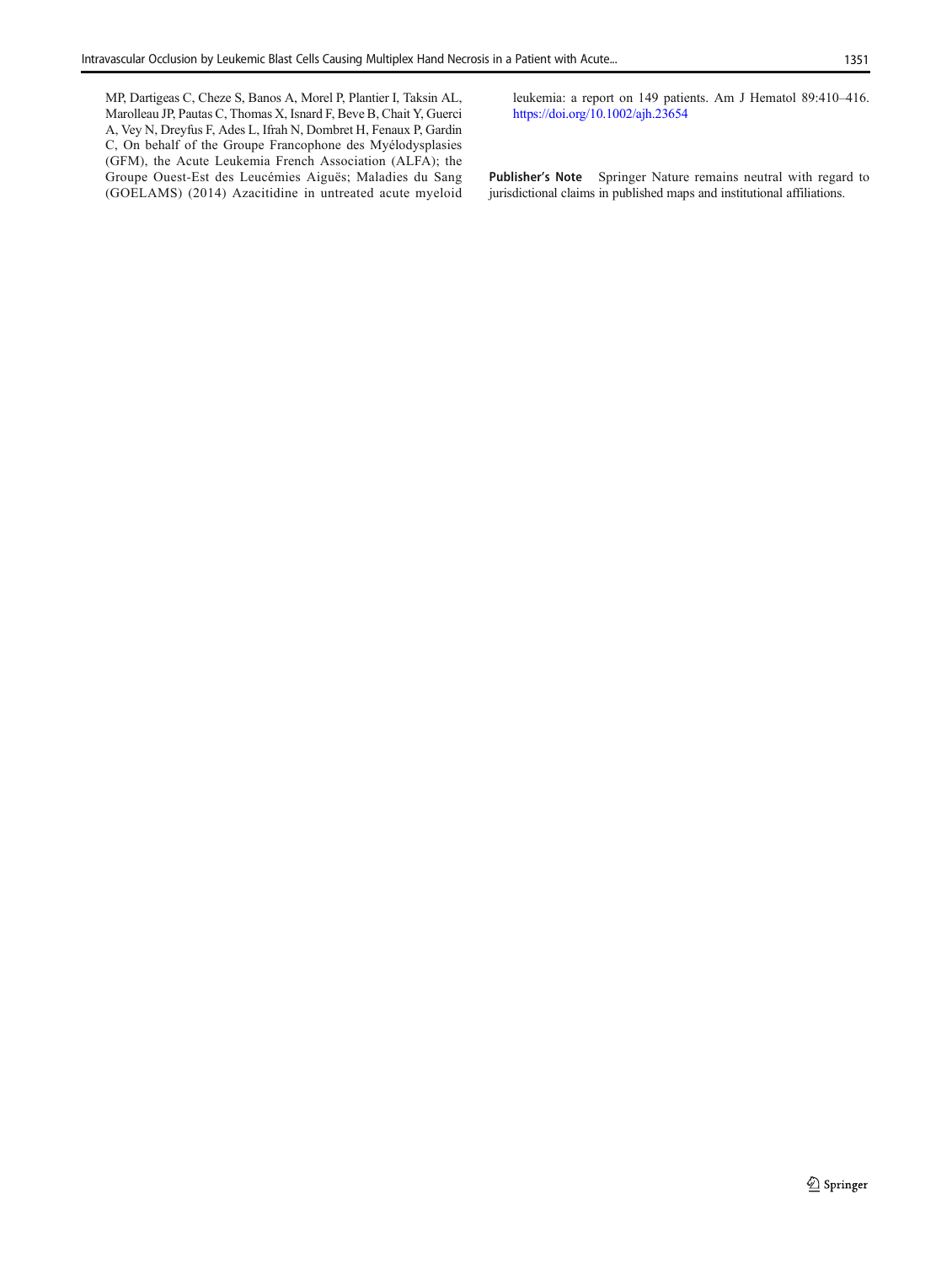MP, Dartigeas C, Cheze S, Banos A, Morel P, Plantier I, Taksin AL, Marolleau JP, Pautas C, Thomas X, Isnard F, Beve B, Chait Y, Guerci A, Vey N, Dreyfus F, Ades L, Ifrah N, Dombret H, Fenaux P, Gardin C, On behalf of the Groupe Francophone des Myélodysplasies (GFM), the Acute Leukemia French Association (ALFA); the Groupe Ouest-Est des Leucémies Aiguës; Maladies du Sang (GOELAMS) (2014) Azacitidine in untreated acute myeloid leukemia: a report on 149 patients. Am J Hematol 89:410–416. https://doi.org/10.1002/ajh.23654

**Publisher's Note** Springer Nature remains neutral with regard to jurisdictional claims in published maps and institutional affiliations.